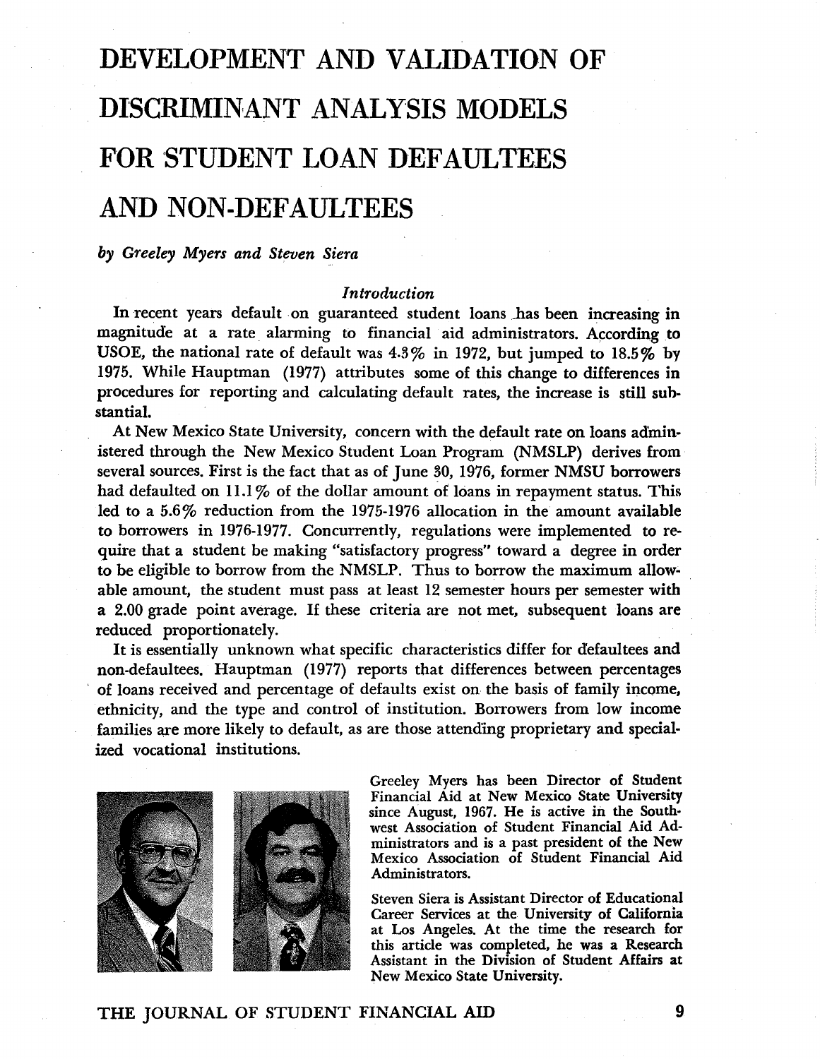# DEVELOPMENT AND VALIDATION OF DISCRIMINANT ANALYSIS MODELS FOR STUDENT LOAN DEFAULTEES AND NON-DEFAULTEES

*by Greeley Myers and Steven Siera*

## *Introduction*

In recent years default on guaranteed student loans has been increasing in magnitude at a rate alarming to financial aid administrators. According to USOE, the national rate of default was 4.3% in 1972, but jumped to 18.5% by 1975. While Hauptman (1977) attributes some of this change to differences in procedures for reporting and calculating default rates, the increase is still substantial.

At New Mexico State University, concern with the default rate on loans administered through the New Mexico Student Loan Program (NMSLP) derives from several sources. First is the fact that as of June 30, 1976, former NMSU borrowers had defaulted on 11.1% of the dollar amount of loans in repayment status. This led to a 5.6% reduction from the 1975-1976 allocation in the amount available to borrowers in 1976-1977. Concurrently, regulations were implemented to require that a student be making "satisfactory progress" toward a degree in order to be eligible to borrow from the NMSLP. Thus to borrow the maximum allowable amount, the student must pass at least 12 semester hours per semester with a 2.00 grade point average. If these criteria are not met, subsequent loans are reduced proportionately.

It is essentially unknown what specific characteristics differ for defaultees and non-defaultees. Hauptman (1977) reports that differences between percentages of loans received and percentage of defaults exist on the basis of family income, ethnicity, and the type and control of institution. Borrowers from low income families are more likely to default, as are those attending proprietary and specialized vocational institutions.

Greeley Myers has been Director of Student Financial Aid at New Mexico State University since August, 1967. He is active in the Southwest Association of Student Financial Aid Administrators and is a past president of the New Mexico Association of Student Financial Aid Administrators.

Steven Siera is Assistant Director of Educational Career Services at the University of California at Los Angeles. At the time the research for this article was completed, he was a Research Assistant in the Division of Student Affairs at New Mexico State University.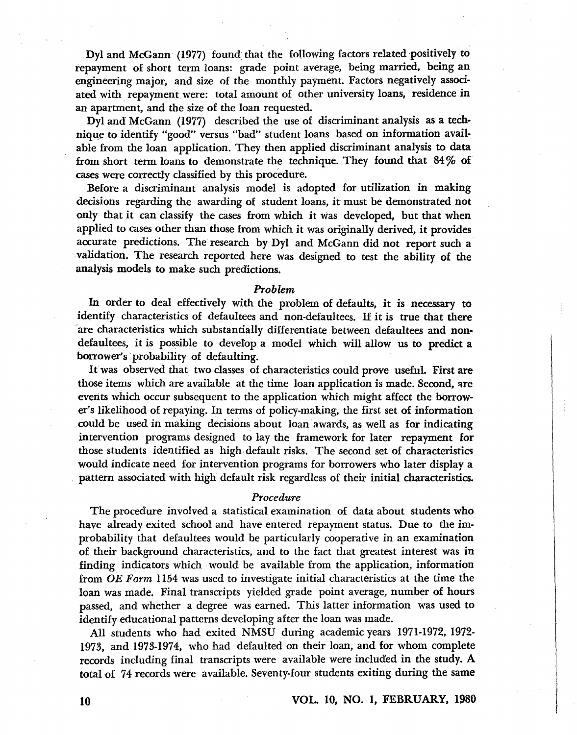Dyl and McGann (1977) found that the following factors related positively to repayment of short term loans: grade point average, being married, being an engineering major, and size of the monthly payment. Factors negatively associated with repayment were: total amount of other university loans, residence in an apartment, and the size of the loan requested.

Dyl and McGann (1977) described the use of discriminant analysis as a technique to identify "good" versus "bad" student loans based on information available from the loan application. They then applied discriminant analysis to data from short term loans to demonstrate the technique. They found that 84% of cases were correctly classified by this procedure.

Before a discriminant analysis model is adopted for utilization in making decisions regarding the awarding of student loans, it must be demonstrated not only that it can classify the cases from which it was developed, but that when applied to cases other than those from which it was originally derived, it provides accurate predictions. The research by Dyl and McGann did not report such a validation. The research reported here was designed to test the ability of the analysis models to make such predictions.

### *Problem*

In order to deal effectively with the problem of defaults, it is necessary to identify characteristics of defaultees and non-defaultees. If it is true that there are characteristics which substantially differentiate between defaultees and non-defaultees, it is possible to develop a model which will allow us to predict a borrower's probability of defaulting.

It was observed that two classes of characteristics could prove useful. First are those items which are available at the time loan application is made. Second, are events which occur subsequent to the application which might affect the borrower's likelihood of repaying. In terms of policy-making, the first set of information could be used in making decisions about loan awards, as well as for indicating intervention programs designed to lay the framework for later repayment for those students identified as high default risks. The second set of characteristics would indicate need for intervention programs for borrowers who later display a pattern associated with high default risk regardless of their initial characteristics.

### *Procedure*

The procedure involved a statistical examination of data about students who have already exited school and have entered repayment status. Due to the improbability that defaultees would be particularly cooperative in an examination of their background characteristics, and to the fact that greatest interest was in finding indicators which would be available from the application, information from *OE Form* 1154 was used to investigate initial characteristics at the time the loan was made. Final transcripts yielded grade point average, number of hours passed, and whether a degree was earned. This latter information was used to identify educational patterns developing after the loan was made.

All students who had exited NMSU during academic years 1971-1972, 1972-1973, and 1973-1974, who had defaulted on their loan, and for whom complete records including final transcripts were available were included in the study. A total of 74 records were available. Seventy-four students exiting during the same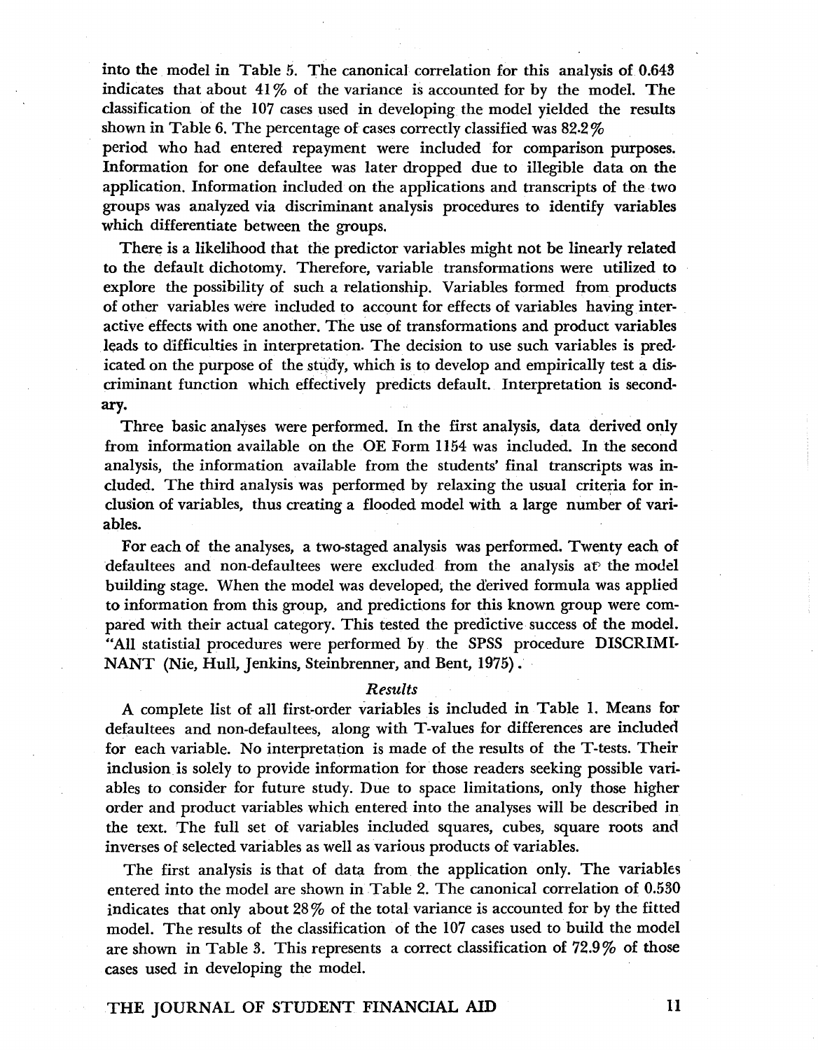into the model in Table 5. The canonical correlation for this analysis of 0.643 indicates that about 41% of the variance is accounted for by the model. The classification of the 107 cases used in developing the model yielded the results shown in Table 6. The percentage of cases correctly classified was 82.2%

period who had entered repayment were included for comparison purposes. Information for one defaultee was later dropped due to illegible data on the application. Information included on the applications and transcripts of the two groups was analyzed via discriminant analysis procedures to identify variables which differentiate between the groups.

There is a likelihood that the predictor variables might not be linearly related to the default dichotomy. Therefore, variable transformations were utilized to explore the possibility of such a relationship. Variables formed from products of other variables were included to account for effects of variables having interactive effects with one another. The use of transformations and product variables leads to difficulties in interpretation. The decision to use such variables is predicated on the purpose of the study, which is to develop and empirically test a discriminant function which effectively predicts default. Interpretation is secondary.

Three basic analyses were performed. In the first analysis, data derived only from information available on the OE Form 1154 was included. In the second analysis, the information available from the students' final transcripts was included. The third analysis was performed by relaxing the usual criteria for inclusion of variables, thus creating a flooded model with a large number of variables.

For each of the analyses, a two-staged analysis was performed. Twenty each of defaultees and non-defaultees were excluded from the analysis at the model building stage. When the model was developed, the derived formula was applied to information from this group, and predictions for this known group were compared with their actual category. This tested the predictive success of the model. "All statistial procedures were performed by the SPSS procedure DISCRIMINANT (Nie, Hull, Jenkins, Steinbrenner, and Bent, 1975).

### *Results*

A complete list of all first-order variables is included in Table 1. Means for defaultees and non-defaultees, along with T-values for differences are included for each variable. No interpretation is made of the results of the T-tests. Their inclusion is solely to provide information for those readers seeking possible variables to consider for future study. Due to space limitations, only those higher order and product variables which entered into the analyses will be described in the text. The full set of variables included squares, cubes, square roots and inverses of selected variables as well as various products of variables.

The first analysis is that of data from the application only. The variables entered into the model are shown in Table 2. The canonical correlation of 0.530 indicates that only about 28% of the total variance is accounted for by the fitted model. The results of the classification of the 107 cases used to build the model are shown in Table 3. This represents a correct classification of 72.9% of those cases used in developing the model.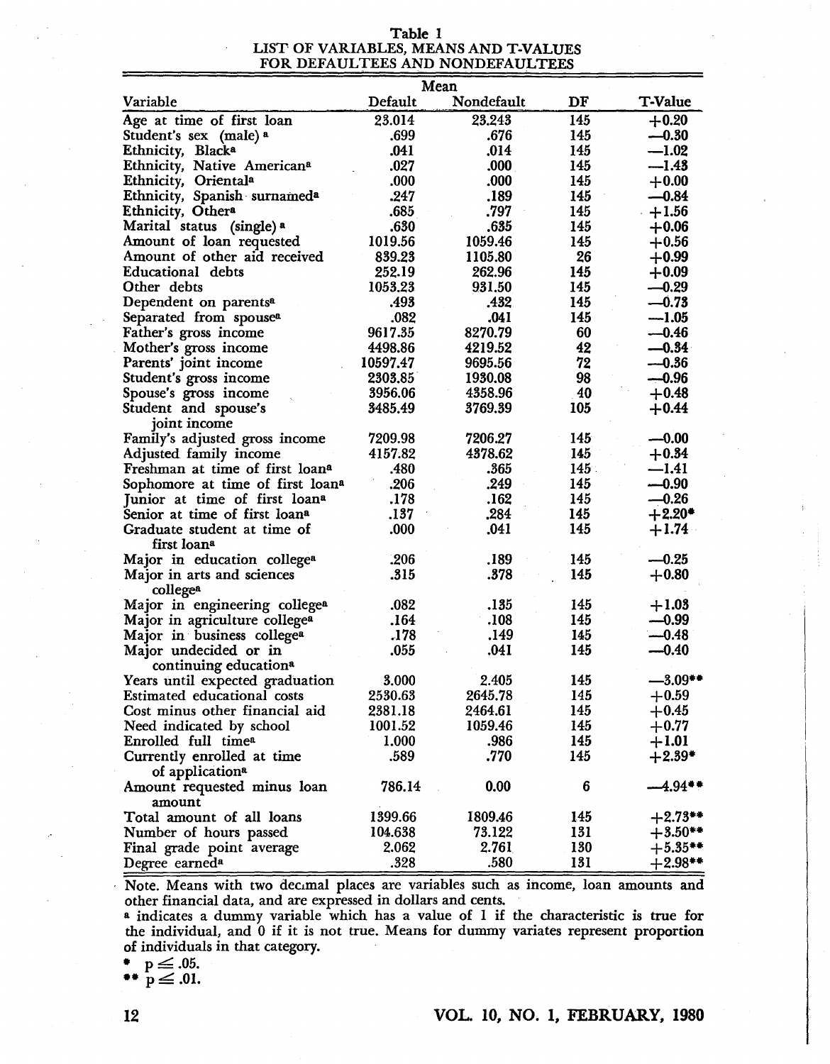**Table 1**
**LIST OF VARIABLES, MEANS AND T-VALUES FOR DEFAULTEES AND NONDEFAULTEES**

| Variable | Mean | | DF | T-Value |
|---|---|---|---|---|
| | Default | Nondefault | | |
| Age at time of first loan | 23.014 | 23.243 | 145 | +0.20 |
| Student's sex (male) [a] | .699 | .676 | 145 | —0.30 |
| Ethnicity, Black[a] | .041 | .014 | 145 | —1.02 |
| Ethnicity, Native American[a] | .027 | .000 | 145 | —1.43 |
| Ethnicity, Oriental[a] | .000 | .000 | 145 | +0.00 |
| Ethnicity, Spanish surnamed[a] | .247 | .189 | 145 | —0.84 |
| Ethnicity, Other[a] | .685 | .797 | 145 | +1.56 |
| Marital status (single) [a] | .630 | .635 | 145 | +0.06 |
| Amount of loan requested | 1019.56 | 1059.46 | 145 | +0.56 |
| Amount of other aid received | 839.23 | 1105.80 | 26 | +0.99 |
| Educational debts | 252.19 | 262.96 | 145 | +0.09 |
| Other debts | 1053.23 | 931.50 | 145 | —0.29 |
| Dependent on parents[a] | .493 | .432 | 145 | —0.73 |
| Separated from spouse[a] | .082 | .041 | 145 | —1.05 |
| Father's gross income | 9617.35 | 8270.79 | 60 | —0.46 |
| Mother's gross income | 4498.86 | 4219.52 | 42 | —0.34 |
| Parents' joint income | 10597.47 | 9695.56 | 72 | —0.36 |
| Student's gross income | 2303.85 | 1930.08 | 98 | —0.96 |
| Spouse's gross income | 3956.06 | 4358.96 | 40 | +0.48 |
| Student and spouse's joint income | 3485.49 | 3769.39 | 105 | +0.44 |
| Family's adjusted gross income | 7209.98 | 7206.27 | 145 | —0.00 |
| Adjusted family income | 4157.82 | 4378.62 | 145 | +0.34 |
| Freshman at time of first loan[a] | .480 | .365 | 145 | —1.41 |
| Sophomore at time of first loan[a] | .206 | .249 | 145 | —0.90 |
| Junior at time of first loan[a] | .178 | .162 | 145 | —0.26 |
| Senior at time of first loan[a] | .137 | .284 | 145 | +2.20* |
| Graduate student at time of first loan[a] | .000 | .041 | 145 | +1.74 |
| Major in education college[a] | .206 | .189 | 145 | —0.25 |
| Major in arts and sciences college[a] | .315 | .378 | 145 | +0.80 |
| Major in engineering college[a] | .082 | .135 | 145 | +1.03 |
| Major in agriculture college[a] | .164 | .108 | 145 | —0.99 |
| Major in business college[a] | .178 | .149 | 145 | —0.48 |
| Major undecided or in continuing education[a] | .055 | .041 | 145 | —0.40 |
| Years until expected graduation | 3.000 | 2.405 | 145 | —3.09** |
| Estimated educational costs | 2530.63 | 2645.78 | 145 | +0.59 |
| Cost minus other financial aid | 2381.18 | 2464.61 | 145 | +0.45 |
| Need indicated by school | 1001.52 | 1059.46 | 145 | +0.77 |
| Enrolled full time[a] | 1.000 | .986 | 145 | +1.01 |
| Currently enrolled at time of application[a] | .589 | .770 | 145 | +2.39* |
| Amount requested minus loan amount | 786.14 | 0.00 | 6 | —4.94** |
| Total amount of all loans | 1399.66 | 1809.46 | 145 | +2.73** |
| Number of hours passed | 104.638 | 73.122 | 131 | +3.50** |
| Final grade point average | 2.062 | 2.761 | 130 | +5.35** |
| Degree earned[a] | .328 | .580 | 131 | +2.98** |

Note. Means with two decimal places are variables such as income, loan amounts and other financial data, and are expressed in dollars and cents.

[a] indicates a dummy variable which has a value of 1 if the characteristic is true for the individual, and 0 if it is not true. Means for dummy variates represent proportion of individuals in that category.

\* $p \leq .05$.

\*\* $p \leq .01$.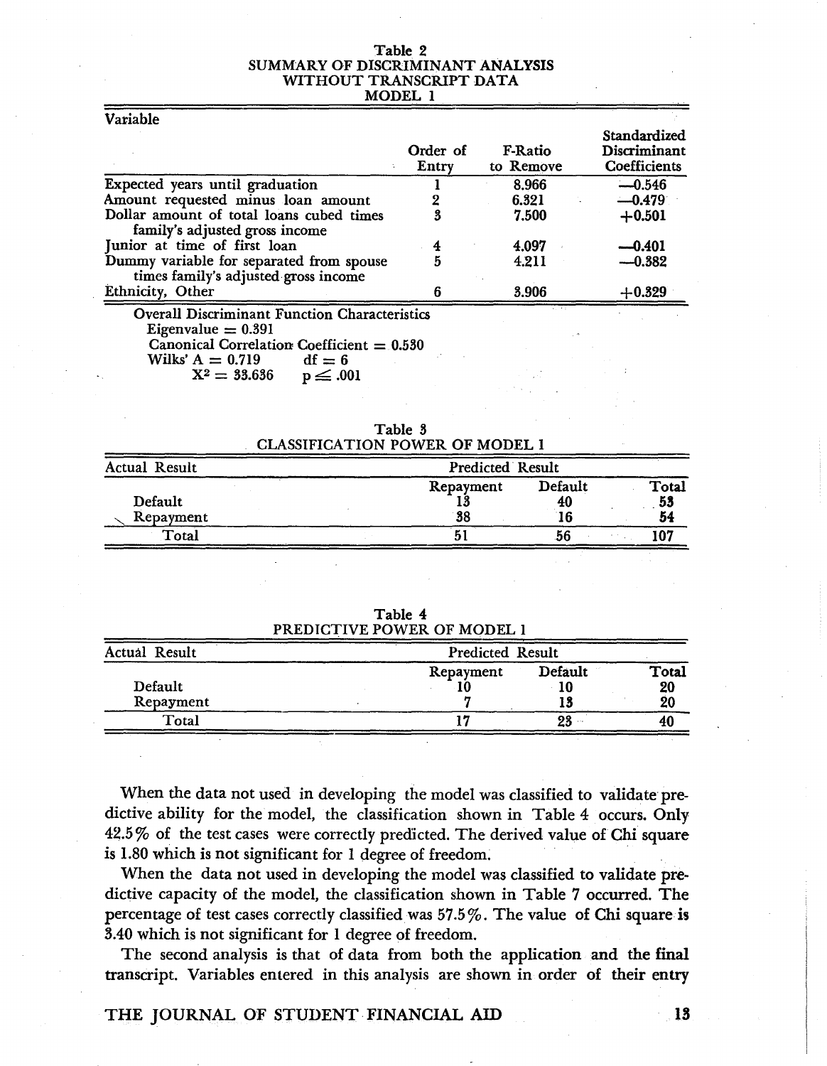Table 2
SUMMARY OF DISCRIMINANT ANALYSIS
WITHOUT TRANSCRIPT DATA
MODEL 1

| Variable | Order of Entry | F-Ratio to Remove | Standardized Discriminant Coefficients |
|---|---|---|---|
| Expected years until graduation | 1 | 8.966 | −0.546 |
| Amount requested minus loan amount | 2 | 6.321 | −0.479 |
| Dollar amount of total loans cubed times family's adjusted gross income | 3 | 7.500 | +0.501 |
| Junior at time of first loan | 4 | 4.097 | −0.401 |
| Dummy variable for separated from spouse times family's adjusted gross income | 5 | 4.211 | −0.382 |
| Ethnicity, Other | 6 | 3.906 | +0.329 |

Overall Discriminant Function Characteristics
Eigenvalue = 0.391
Canonical Correlation Coefficient = 0.530
Wilks' Λ = 0.719 df = 6
$X^2$ = 33.636 $p \leq .001$

Table 3
CLASSIFICATION POWER OF MODEL 1

| Actual Result | Predicted Result | | |
|---|---|---|---|
| | Repayment | Default | Total |
| Default | 13 | 40 | 53 |
| Repayment | 38 | 16 | 54 |
| Total | 51 | 56 | 107 |

Table 4
PREDICTIVE POWER OF MODEL 1

| Actual Result | Predicted Result | | |
|---|---|---|---|
| | Repayment | Default | Total |
| Default | 10 | 10 | 20 |
| Repayment | 7 | 13 | 20 |
| Total | 17 | 23 | 40 |

When the data not used in developing the model was classified to validate predictive ability for the model, the classification shown in Table 4 occurs. Only 42.5% of the test cases were correctly predicted. The derived value of Chi square is 1.80 which is not significant for 1 degree of freedom.

When the data not used in developing the model was classified to validate predictive capacity of the model, the classification shown in Table 7 occurred. The percentage of test cases correctly classified was 57.5%. The value of Chi square is 3.40 which is not significant for 1 degree of freedom.

The second analysis is that of data from both the application and the final transcript. Variables entered in this analysis are shown in order of their entry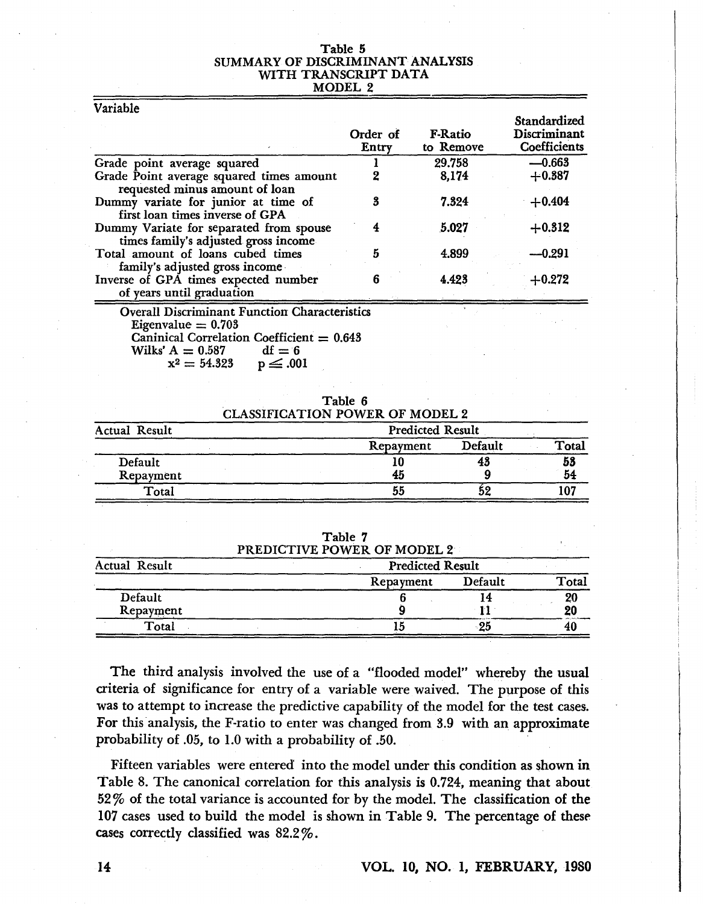Table 5
SUMMARY OF DISCRIMINANT ANALYSIS
WITH TRANSCRIPT DATA
MODEL 2

| Variable | Order of Entry | F-Ratio to Remove | Standardized Discriminant Coefficients |
|---|---|---|---|
| Grade point average squared | 1 | 29.758 | —0.663 |
| Grade Point average squared times amount requested minus amount of loan | 2 | 8,174 | +0.387 |
| Dummy variate for junior at time of first loan times inverse of GPA | 3 | 7.324 | +0.404 |
| Dummy Variate for separated from spouse times family's adjusted gross income | 4 | 5.027 | +0.312 |
| Total amount of loans cubed times family's adjusted gross income | 5 | 4.899 | —0.291 |
| Inverse of GPA times expected number of years until graduation | 6 | 4.423 | +0.272 |

Overall Discriminant Function Characteristics
Eigenvalue = 0.703
Caninical Correlation Coefficient = 0.643
Wilks' A = 0.587 df = 6
$x^2 = 54.323$ $p \leq .001$

Table 6
CLASSIFICATION POWER OF MODEL 2

| Actual Result | Predicted Result | | |
|---|---|---|---|
| | Repayment | Default | Total |
| Default | 10 | 43 | 53 |
| Repayment | 45 | 9 | 54 |
| Total | 55 | 52 | 107 |

Table 7
PREDICTIVE POWER OF MODEL 2

| Actual Result | Predicted Result | | |
|---|---|---|---|
| | Repayment | Default | Total |
| Default | 6 | 14 | 20 |
| Repayment | 9 | 11 | 20 |
| Total | 15 | 25 | 40 |

The third analysis involved the use of a "flooded model" whereby the usual criteria of significance for entry of a variable were waived. The purpose of this was to attempt to increase the predictive capability of the model for the test cases. For this analysis, the F-ratio to enter was changed from 3.9 with an approximate probability of .05, to 1.0 with a probability of .50.

Fifteen variables were entered into the model under this condition as shown in Table 8. The canonical correlation for this analysis is 0.724, meaning that about 52% of the total variance is accounted for by the model. The classification of the 107 cases used to build the model is shown in Table 9. The percentage of these cases correctly classified was 82.2%.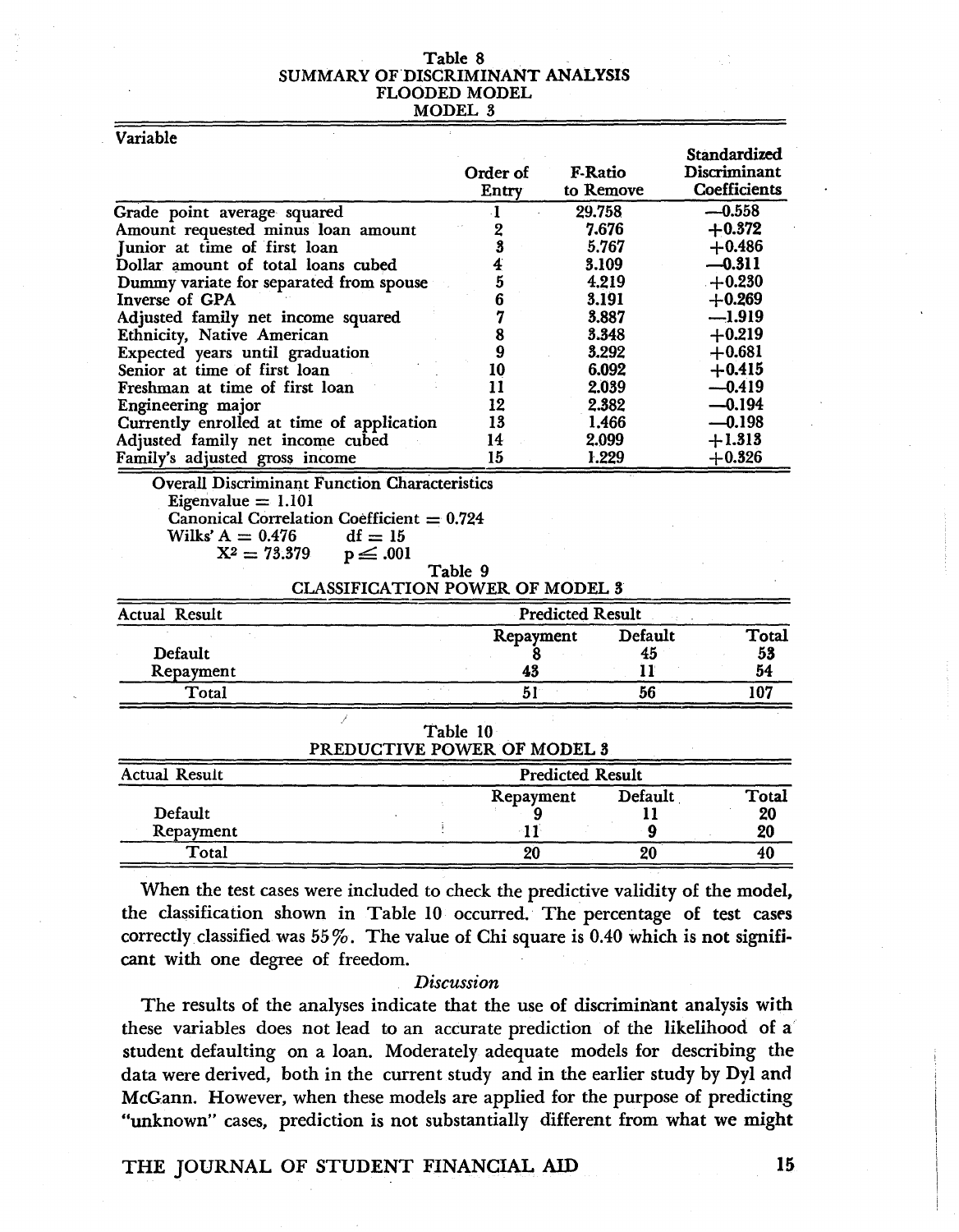Table 8
SUMMARY OF DISCRIMINANT ANALYSIS
FLOODED MODEL
MODEL 3

| Variable | Order of Entry | F-Ratio to Remove | Standardized Discriminant Coefficients |
|---|---|---|---|
| Grade point average squared | 1 | 29.758 | −0.558 |
| Amount requested minus loan amount | 2 | 7.676 | +0.372 |
| Junior at time of first loan | 3 | 5.767 | +0.486 |
| Dollar amount of total loans cubed | 4 | 3.109 | −0.311 |
| Dummy variate for separated from spouse | 5 | 4.219 | +0.230 |
| Inverse of GPA | 6 | 3.191 | +0.269 |
| Adjusted family net income squared | 7 | 3.887 | −1.919 |
| Ethnicity, Native American | 8 | 3.348 | +0.219 |
| Expected years until graduation | 9 | 3.292 | +0.681 |
| Senior at time of first loan | 10 | 6.092 | +0.415 |
| Freshman at time of first loan | 11 | 2.039 | −0.419 |
| Engineering major | 12 | 2.382 | −0.194 |
| Currently enrolled at time of application | 13 | 1.466 | −0.198 |
| Adjusted family net income cubed | 14 | 2.099 | +1.313 |
| Family's adjusted gross income | 15 | 1.229 | +0.326 |

Overall Discriminant Function Characteristics
Eigenvalue = 1.101
Canonical Correlation Coefficient = 0.724
Wilks' Λ = 0.476   df = 15
$X^2 = 73.379$   $p \leq .001$

Table 9
CLASSIFICATION POWER OF MODEL 3

| Actual Result | Predicted Result | | |
|---|---|---|---|
| | Repayment | Default | Total |
| Default | 8 | 45 | 53 |
| Repayment | 43 | 11 | 54 |
| Total | 51 | 56 | 107 |

Table 10
PREDUCTIVE POWER OF MODEL 3

| Actual Result | Predicted Result | | |
|---|---|---|---|
| | Repayment | Default | Total |
| Default | 9 | 11 | 20 |
| Repayment | 11 | 9 | 20 |
| Total | 20 | 20 | 40 |

When the test cases were included to check the predictive validity of the model, the classification shown in Table 10 occurred. The percentage of test cases correctly classified was 55%. The value of Chi square is 0.40 which is not significant with one degree of freedom.

### *Discussion*

The results of the analyses indicate that the use of discriminant analysis with these variables does not lead to an accurate prediction of the likelihood of a student defaulting on a loan. Moderately adequate models for describing the data were derived, both in the current study and in the earlier study by Dyl and McGann. However, when these models are applied for the purpose of predicting "unknown" cases, prediction is not substantially different from what we might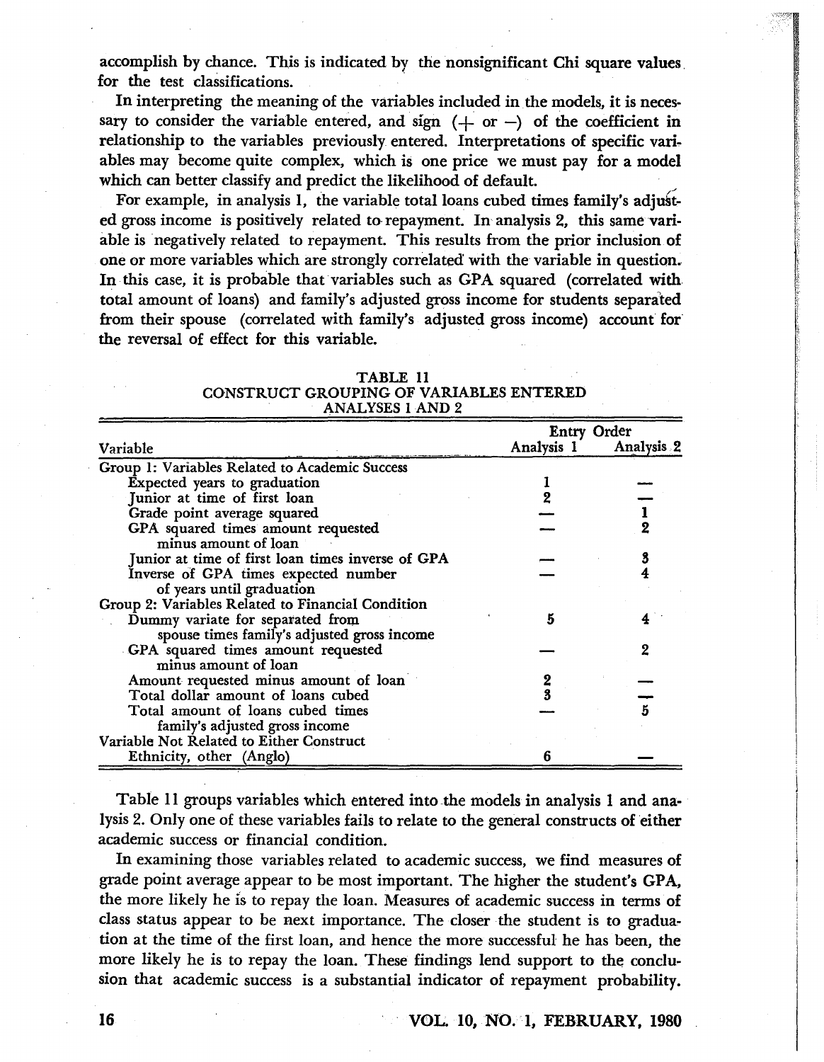accomplish by chance. This is indicated by the nonsignificant Chi square values for the test classifications.

In interpreting the meaning of the variables included in the models, it is necessary to consider the variable entered, and sign (+ or −) of the coefficient in relationship to the variables previously entered. Interpretations of specific variables may become quite complex, which is one price we must pay for a model which can better classify and predict the likelihood of default.

For example, in analysis 1, the variable total loans cubed times family's adjusted gross income is positively related to repayment. In analysis 2, this same variable is negatively related to repayment. This results from the prior inclusion of one or more variables which are strongly correlated with the variable in question. In this case, it is probable that variables such as GPA squared (correlated with total amount of loans) and family's adjusted gross income for students separated from their spouse (correlated with family's adjusted gross income) account for the reversal of effect for this variable.

TABLE 11
CONSTRUCT GROUPING OF VARIABLES ENTERED
ANALYSES 1 AND 2

| Variable | Entry Order | |
|---|---|---|
| | Analysis 1 | Analysis 2 |
| Group 1: Variables Related to Academic Success | | |
| Expected years to graduation | 1 | — |
| Junior at time of first loan | 2 | — |
| Grade point average squared | — | 1 |
| GPA squared times amount requested minus amount of loan | — | 2 |
| Junior at time of first loan times inverse of GPA | — | 3 |
| Inverse of GPA times expected number of years until graduation | — | 4 |
| Group 2: Variables Related to Financial Condition | | |
| Dummy variate for separated from spouse times family's adjusted gross income | 5 | 4 |
| GPA squared times amount requested minus amount of loan | — | 2 |
| Amount requested minus amount of loan | 2 | — |
| Total dollar amount of loans cubed | 3 | — |
| Total amount of loans cubed times family's adjusted gross income | — | 5 |
| Variable Not Related to Either Construct | | |
| Ethnicity, other (Anglo) | 6 | — |

Table 11 groups variables which entered into the models in analysis 1 and analysis 2. Only one of these variables fails to relate to the general constructs of either academic success or financial condition.

In examining those variables related to academic success, we find measures of grade point average appear to be most important. The higher the student's GPA, the more likely he is to repay the loan. Measures of academic success in terms of class status appear to be next importance. The closer the student is to graduation at the time of the first loan, and hence the more successful he has been, the more likely he is to repay the loan. These findings lend support to the conclusion that academic success is a substantial indicator of repayment probability.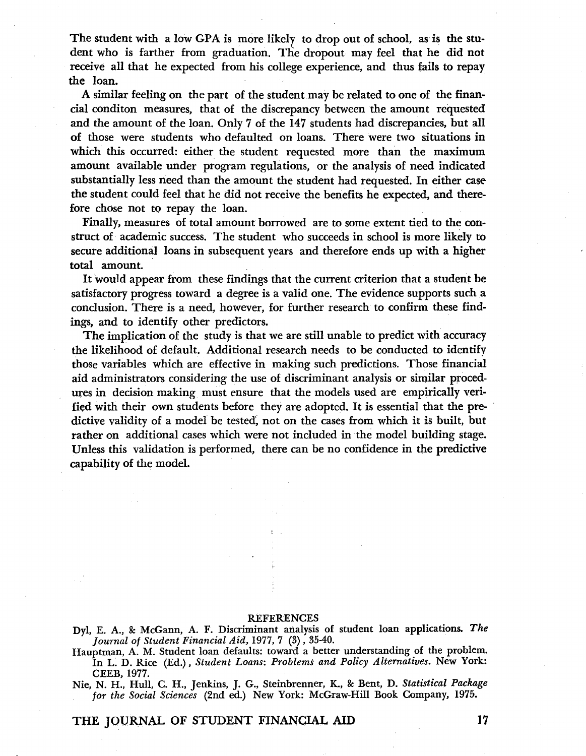The student with a low GPA is more likely to drop out of school, as is the student who is farther from graduation. The dropout may feel that he did not receive all that he expected from his college experience, and thus fails to repay the loan.

A similar feeling on the part of the student may be related to one of the financial conditon measures, that of the discrepancy between the amount requested and the amount of the loan. Only 7 of the 147 students had discrepancies, but all of those were students who defaulted on loans. There were two situations in which this occurred: either the student requested more than the maximum amount available under program regulations, or the analysis of need indicated substantially less need than the amount the student had requested. In either case the student could feel that he did not receive the benefits he expected, and therefore chose not to repay the loan.

Finally, measures of total amount borrowed are to some extent tied to the construct of academic success. The student who succeeds in school is more likely to secure additional loans in subsequent years and therefore ends up with a higher total amount.

It would appear from these findings that the current criterion that a student be satisfactory progress toward a degree is a valid one. The evidence supports such a conclusion. There is a need, however, for further research to confirm these findings, and to identify other predictors.

The implication of the study is that we are still unable to predict with accuracy the likelihood of default. Additional research needs to be conducted to identify those variables which are effective in making such predictions. Those financial aid administrators considering the use of discriminant analysis or similar procedures in decision making must ensure that the models used are empirically verified with their own students before they are adopted. It is essential that the predictive validity of a model be tested, not on the cases from which it is built, but rather on additional cases which were not included in the model building stage. Unless this validation is performed, there can be no confidence in the predictive capability of the model.

## REFERENCES

Dyl, E. A., & McGann, A. F. Discriminant analysis of student loan applications. *The Journal of Student Financial Aid,* 1977, 7 (3), 35-40.

Hauptman, A. M. Student loan defaults: toward a better understanding of the problem. In L. D. Rice (Ed.), *Student Loans: Problems and Policy Alternatives.* New York: CEEB, 1977.

Nie, N. H., Hull, C. H., Jenkins, J. G., Steinbrenner, K., & Bent, D. *Statistical Package for the Social Sciences* (2nd ed.) New York: McGraw-Hill Book Company, 1975.